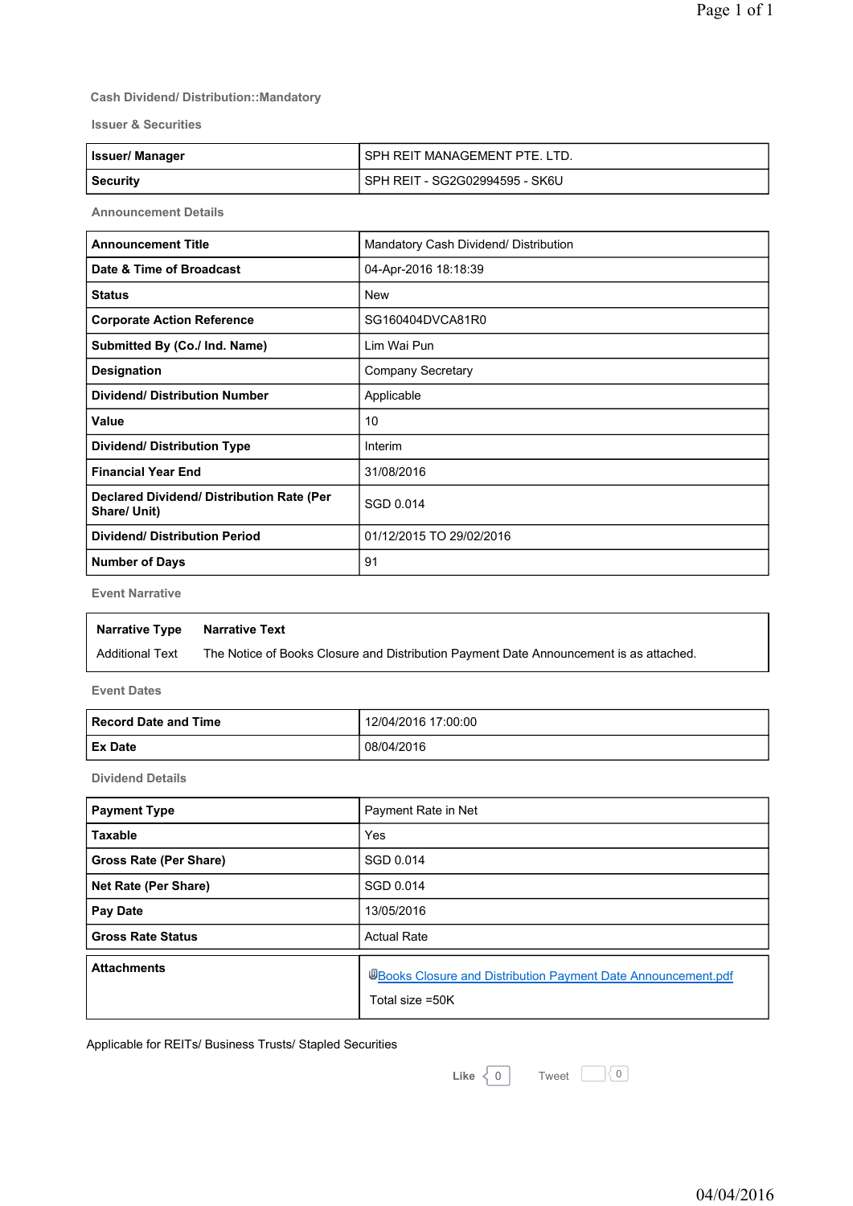Cash Dividend/ Distribution::Mandatory

### Issuer & Securities

| | |
|---|---|
| **Issuer/ Manager** | SPH REIT MANAGEMENT PTE. LTD. |
| **Security** | SPH REIT - SG2G02994595 - SK6U |

### Announcement Details

| | |
|---|---|
| **Announcement Title** | Mandatory Cash Dividend/ Distribution |
| **Date & Time of Broadcast** | 04-Apr-2016 18:18:39 |
| **Status** | New |
| **Corporate Action Reference** | SG160404DVCA81R0 |
| **Submitted By (Co./ Ind. Name)** | Lim Wai Pun |
| **Designation** | Company Secretary |
| **Dividend/ Distribution Number** | Applicable |
| **Value** | 10 |
| **Dividend/ Distribution Type** | Interim |
| **Financial Year End** | 31/08/2016 |
| **Declared Dividend/ Distribution Rate (Per Share/ Unit)** | SGD 0.014 |
| **Dividend/ Distribution Period** | 01/12/2015 TO 29/02/2016 |
| **Number of Days** | 91 |

### Event Narrative

| Narrative Type | Narrative Text |
|---|---|
| Additional Text | The Notice of Books Closure and Distribution Payment Date Announcement is as attached. |

### Event Dates

| | |
|---|---|
| **Record Date and Time** | 12/04/2016 17:00:00 |
| **Ex Date** | 08/04/2016 |

### Dividend Details

| | |
|---|---|
| **Payment Type** | Payment Rate in Net |
| **Taxable** | Yes |
| **Gross Rate (Per Share)** | SGD 0.014 |
| **Net Rate (Per Share)** | SGD 0.014 |
| **Pay Date** | 13/05/2016 |
| **Gross Rate Status** | Actual Rate |

| | |
|---|---|
| **Attachments** | Books Closure and Distribution Payment Date Announcement.pdf<br>Total size =50K |

Applicable for REITs/ Business Trusts/ Stapled Securities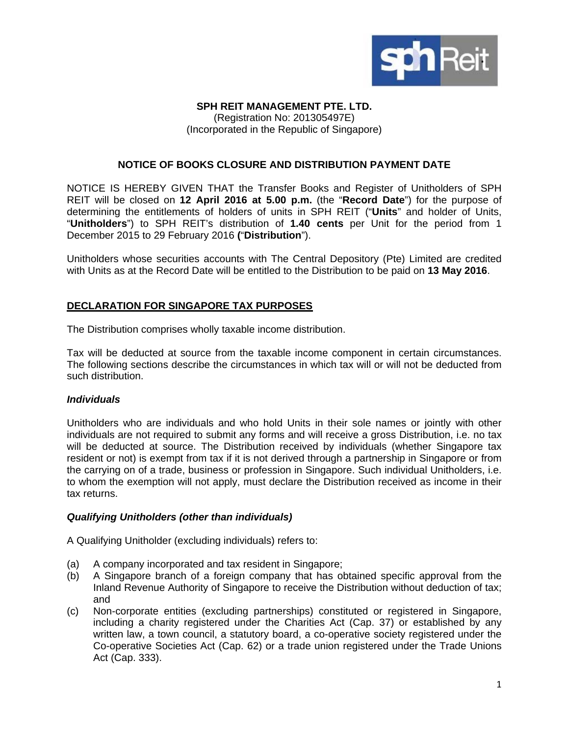**SPH REIT MANAGEMENT PTE. LTD.**
(Registration No: 201305497E)
(Incorporated in the Republic of Singapore)

## NOTICE OF BOOKS CLOSURE AND DISTRIBUTION PAYMENT DATE

NOTICE IS HEREBY GIVEN THAT the Transfer Books and Register of Unitholders of SPH REIT will be closed on **12 April 2016 at 5.00 p.m.** (the "**Record Date**") for the purpose of determining the entitlements of holders of units in SPH REIT ("**Units**" and holder of Units, "**Unitholders**") to SPH REIT's distribution of **1.40 cents** per Unit for the period from 1 December 2015 to 29 February 2016 **(**"**Distribution**").

Unitholders whose securities accounts with The Central Depository (Pte) Limited are credited with Units as at the Record Date will be entitled to the Distribution to be paid on **13 May 2016**.

## DECLARATION FOR SINGAPORE TAX PURPOSES

The Distribution comprises wholly taxable income distribution.

Tax will be deducted at source from the taxable income component in certain circumstances. The following sections describe the circumstances in which tax will or will not be deducted from such distribution.

### *Individuals*

Unitholders who are individuals and who hold Units in their sole names or jointly with other individuals are not required to submit any forms and will receive a gross Distribution, i.e. no tax will be deducted at source. The Distribution received by individuals (whether Singapore tax resident or not) is exempt from tax if it is not derived through a partnership in Singapore or from the carrying on of a trade, business or profession in Singapore. Such individual Unitholders, i.e. to whom the exemption will not apply, must declare the Distribution received as income in their tax returns.

### *Qualifying Unitholders (other than individuals)*

A Qualifying Unitholder (excluding individuals) refers to:

(a) A company incorporated and tax resident in Singapore;

(b) A Singapore branch of a foreign company that has obtained specific approval from the Inland Revenue Authority of Singapore to receive the Distribution without deduction of tax; and

(c) Non-corporate entities (excluding partnerships) constituted or registered in Singapore, including a charity registered under the Charities Act (Cap. 37) or established by any written law, a town council, a statutory board, a co-operative society registered under the Co-operative Societies Act (Cap. 62) or a trade union registered under the Trade Unions Act (Cap. 333).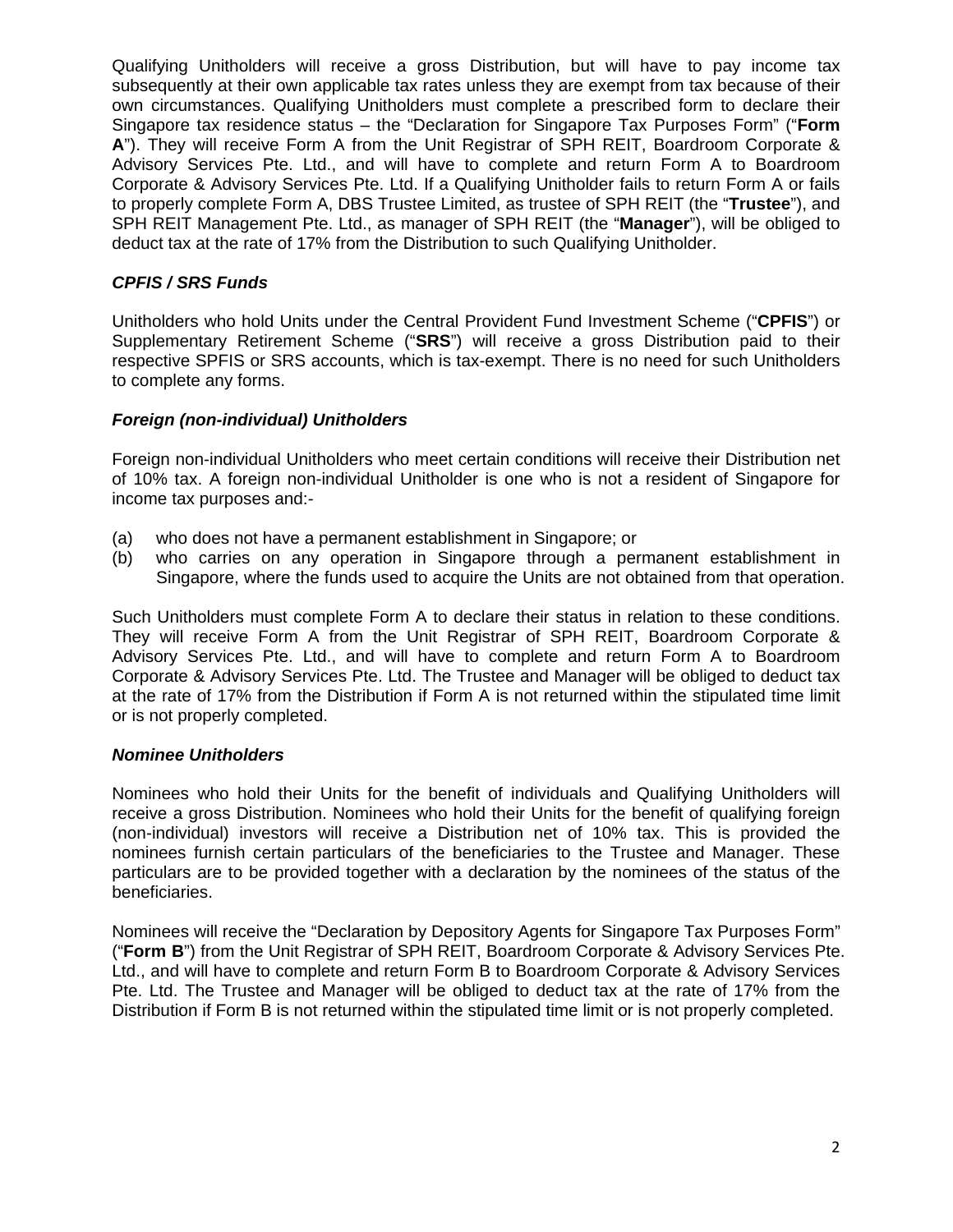Qualifying Unitholders will receive a gross Distribution, but will have to pay income tax subsequently at their own applicable tax rates unless they are exempt from tax because of their own circumstances. Qualifying Unitholders must complete a prescribed form to declare their Singapore tax residence status – the "Declaration for Singapore Tax Purposes Form" ("**Form A**"). They will receive Form A from the Unit Registrar of SPH REIT, Boardroom Corporate & Advisory Services Pte. Ltd., and will have to complete and return Form A to Boardroom Corporate & Advisory Services Pte. Ltd. If a Qualifying Unitholder fails to return Form A or fails to properly complete Form A, DBS Trustee Limited, as trustee of SPH REIT (the "**Trustee**"), and SPH REIT Management Pte. Ltd., as manager of SPH REIT (the "**Manager**"), will be obliged to deduct tax at the rate of 17% from the Distribution to such Qualifying Unitholder.

***CPFIS / SRS Funds***

Unitholders who hold Units under the Central Provident Fund Investment Scheme ("**CPFIS**") or Supplementary Retirement Scheme ("**SRS**") will receive a gross Distribution paid to their respective SPFIS or SRS accounts, which is tax-exempt. There is no need for such Unitholders to complete any forms.

***Foreign (non-individual) Unitholders***

Foreign non-individual Unitholders who meet certain conditions will receive their Distribution net of 10% tax. A foreign non-individual Unitholder is one who is not a resident of Singapore for income tax purposes and:-

(a) who does not have a permanent establishment in Singapore; or
(b) who carries on any operation in Singapore through a permanent establishment in Singapore, where the funds used to acquire the Units are not obtained from that operation.

Such Unitholders must complete Form A to declare their status in relation to these conditions. They will receive Form A from the Unit Registrar of SPH REIT, Boardroom Corporate & Advisory Services Pte. Ltd., and will have to complete and return Form A to Boardroom Corporate & Advisory Services Pte. Ltd. The Trustee and Manager will be obliged to deduct tax at the rate of 17% from the Distribution if Form A is not returned within the stipulated time limit or is not properly completed.

***Nominee Unitholders***

Nominees who hold their Units for the benefit of individuals and Qualifying Unitholders will receive a gross Distribution. Nominees who hold their Units for the benefit of qualifying foreign (non-individual) investors will receive a Distribution net of 10% tax. This is provided the nominees furnish certain particulars of the beneficiaries to the Trustee and Manager. These particulars are to be provided together with a declaration by the nominees of the status of the beneficiaries.

Nominees will receive the "Declaration by Depository Agents for Singapore Tax Purposes Form" ("**Form B**") from the Unit Registrar of SPH REIT, Boardroom Corporate & Advisory Services Pte. Ltd., and will have to complete and return Form B to Boardroom Corporate & Advisory Services Pte. Ltd. The Trustee and Manager will be obliged to deduct tax at the rate of 17% from the Distribution if Form B is not returned within the stipulated time limit or is not properly completed.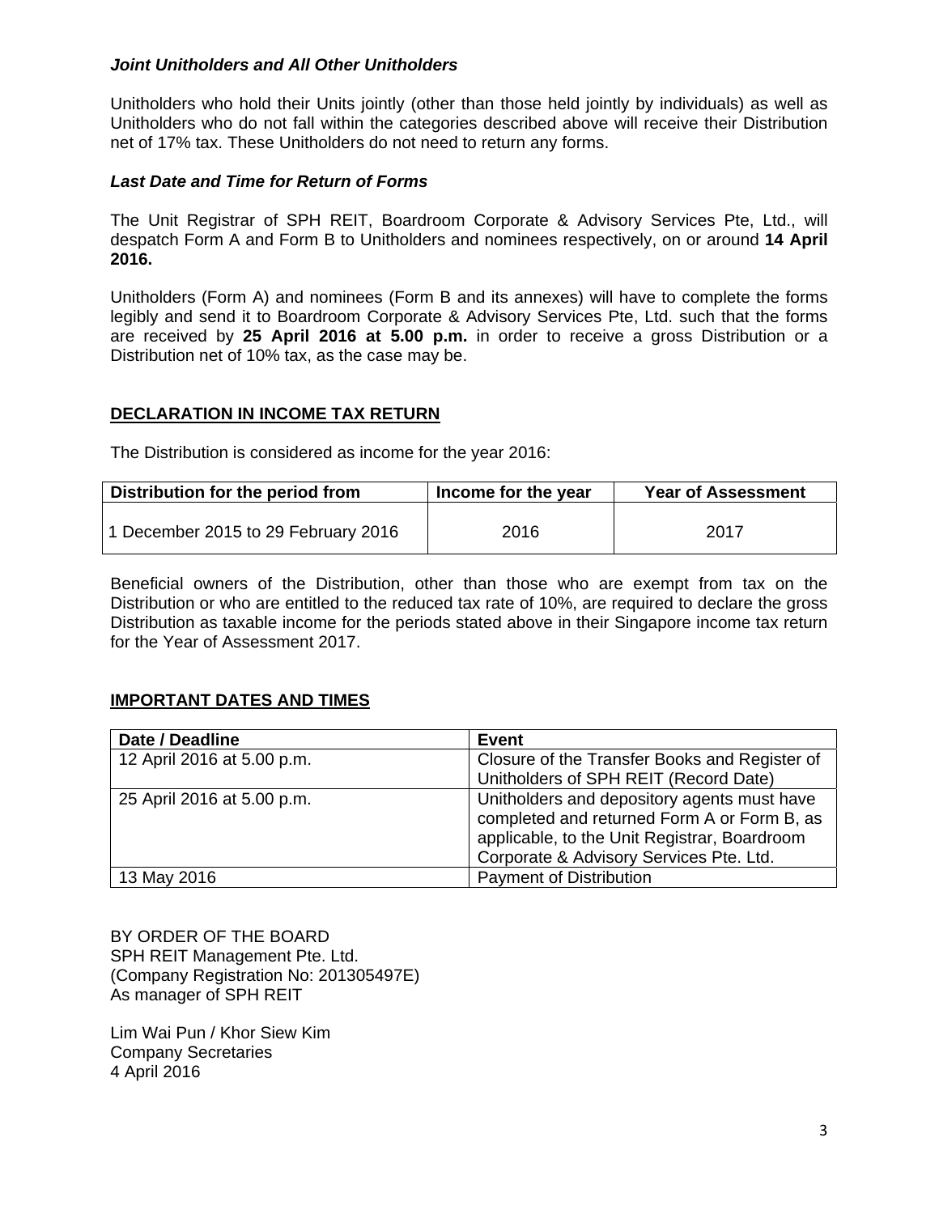### *Joint Unitholders and All Other Unitholders*

Unitholders who hold their Units jointly (other than those held jointly by individuals) as well as Unitholders who do not fall within the categories described above will receive their Distribution net of 17% tax. These Unitholders do not need to return any forms.

### *Last Date and Time for Return of Forms*

The Unit Registrar of SPH REIT, Boardroom Corporate & Advisory Services Pte, Ltd., will despatch Form A and Form B to Unitholders and nominees respectively, on or around **14 April 2016.**

Unitholders (Form A) and nominees (Form B and its annexes) will have to complete the forms legibly and send it to Boardroom Corporate & Advisory Services Pte, Ltd. such that the forms are received by **25 April 2016 at 5.00 p.m.** in order to receive a gross Distribution or a Distribution net of 10% tax, as the case may be.

## DECLARATION IN INCOME TAX RETURN

The Distribution is considered as income for the year 2016:

| Distribution for the period from | Income for the year | Year of Assessment |
|---|---|---|
| 1 December 2015 to 29 February 2016 | 2016 | 2017 |

Beneficial owners of the Distribution, other than those who are exempt from tax on the Distribution or who are entitled to the reduced tax rate of 10%, are required to declare the gross Distribution as taxable income for the periods stated above in their Singapore income tax return for the Year of Assessment 2017.

## IMPORTANT DATES AND TIMES

| Date / Deadline | Event |
|---|---|
| 12 April 2016 at 5.00 p.m. | Closure of the Transfer Books and Register of Unitholders of SPH REIT (Record Date) |
| 25 April 2016 at 5.00 p.m. | Unitholders and depository agents must have completed and returned Form A or Form B, as applicable, to the Unit Registrar, Boardroom Corporate & Advisory Services Pte. Ltd. |
| 13 May 2016 | Payment of Distribution |

BY ORDER OF THE BOARD
SPH REIT Management Pte. Ltd.
(Company Registration No: 201305497E)
As manager of SPH REIT

Lim Wai Pun / Khor Siew Kim
Company Secretaries
4 April 2016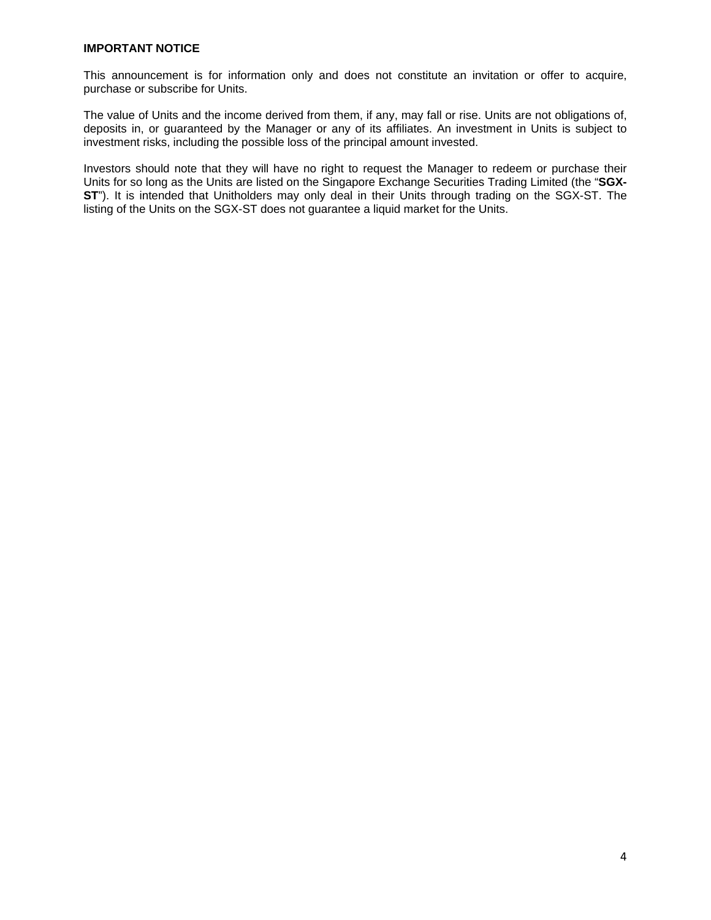**IMPORTANT NOTICE**

This announcement is for information only and does not constitute an invitation or offer to acquire, purchase or subscribe for Units.

The value of Units and the income derived from them, if any, may fall or rise. Units are not obligations of, deposits in, or guaranteed by the Manager or any of its affiliates. An investment in Units is subject to investment risks, including the possible loss of the principal amount invested.

Investors should note that they will have no right to request the Manager to redeem or purchase their Units for so long as the Units are listed on the Singapore Exchange Securities Trading Limited (the "**SGX-ST**"). It is intended that Unitholders may only deal in their Units through trading on the SGX-ST. The listing of the Units on the SGX-ST does not guarantee a liquid market for the Units.